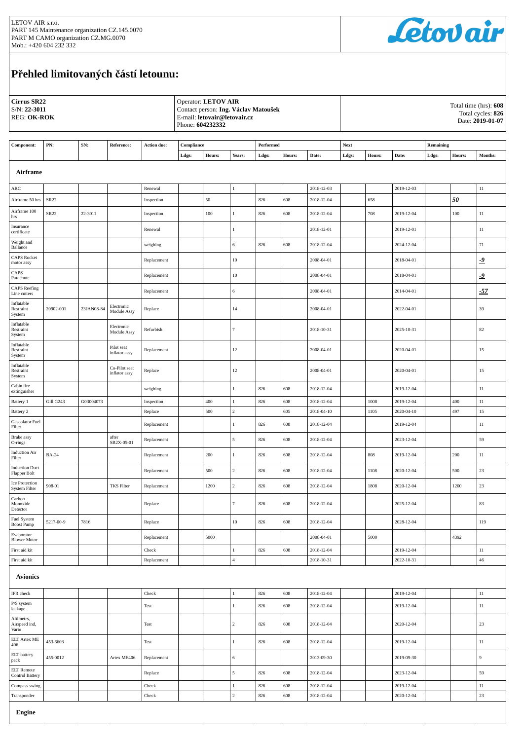LETOV AIR s.r.o.
PART 145 Maintenance organization CZ.145.0070
PART M CAMO organization CZ.MG.0070
Mob.: +420 604 232 332

# Přehled limitovaných částí letounu:

**Cirrus SR22**
S/N: **22-3011**
REG: **OK-ROK**

Operator: **LETOV AIR**
Contact person: **Ing. Václav Matoušek**
E-mail: **letovair@letovair.cz**
Phone: **604232332**

Total time (hrs): **608**
Total cycles: **826**
Date: **2019-01-07**

| Component: | PN: | SN: | Reference: | Action due: | Compliance | | | Performed | | | Next | | | Remaining | | |
|---|---|---|---|---|---|---|---|---|---|---|---|---|---|---|---|---|
| | | | | | Ldgs: | Hours: | Years: | Ldgs: | Hours: | Date: | Ldgs: | Hours: | Date: | Ldgs: | Hours: | Months: |
| **Airframe** | | | | | | | | | | | | | | | | |
| ARC | | | | Renewal | | | 1 | | | 2018-12-03 | | | 2019-12-03 | | | 11 |
| Airframe 50 hrs | SR22 | | | Inspection | | 50 | | 826 | 608 | 2018-12-04 | | 658 | | | ***50*** | |
| Airframe 100 hrs | SR22 | 22-3011 | | Inspection | | 100 | 1 | 826 | 608 | 2018-12-04 | | 708 | 2019-12-04 | | 100 | 11 |
| Insurance certificate | | | | Renewal | | | 1 | | | 2018-12-01 | | | 2019-12-01 | | | 11 |
| Weight and Ballance | | | | weighing | | | 6 | 826 | 608 | 2018-12-04 | | | 2024-12-04 | | | 71 |
| CAPS Rocket motor assy | | | | Replacement | | | 10 | | | 2008-04-01 | | | 2018-04-01 | | | ***-9*** |
| CAPS Parachute | | | | Replacement | | | 10 | | | 2008-04-01 | | | 2018-04-01 | | | ***-9*** |
| CAPS Reefing Line cutters | | | | Replacement | | | 6 | | | 2008-04-01 | | | 2014-04-01 | | | ***-57*** |
| Inflatable Restraint System | 20902-001 | 23JAN08-84 | Electronic Module Assy | Replace | | | 14 | | | 2008-04-01 | | | 2022-04-01 | | | 39 |
| Inflatable Restraint System | | | Electronic Module Assy | Refurbish | | | 7 | | | 2018-10-31 | | | 2025-10-31 | | | 82 |
| Inflatable Restraint System | | | Pilot seat inflator assy | Replacement | | | 12 | | | 2008-04-01 | | | 2020-04-01 | | | 15 |
| Inflatable Restraint System | | | Co-Pilot seat inflator assy | Replace | | | 12 | | | 2008-04-01 | | | 2020-04-01 | | | 15 |
| Cabin fire extinguisher | | | | weighing | | | 1 | 826 | 608 | 2018-12-04 | | | 2019-12-04 | | | 11 |
| Battery 1 | Gill G243 | G03004073 | | Inspection | | 400 | 1 | 826 | 608 | 2018-12-04 | | 1008 | 2019-12-04 | | 400 | 11 |
| Battery 2 | | | | Replace | | 500 | 2 | | 605 | 2018-04-10 | | 1105 | 2020-04-10 | | 497 | 15 |
| Gascolator Fuel Filter | | | | Replacement | | | 1 | 826 | 608 | 2018-12-04 | | | 2019-12-04 | | | 11 |
| Brake assy O-rings | | | after SB2X-05-01 | Replacement | | | 5 | 826 | 608 | 2018-12-04 | | | 2023-12-04 | | | 59 |
| Induction Air Filter | BA-24 | | | Replacement | | 200 | 1 | 826 | 608 | 2018-12-04 | | 808 | 2019-12-04 | | 200 | 11 |
| Induction Duct Flapper Bolt | | | | Replacement | | 500 | 2 | 826 | 608 | 2018-12-04 | | 1108 | 2020-12-04 | | 500 | 23 |
| Ice Protection System Filter | 908-01 | | TKS Filter | Replacement | | 1200 | 2 | 826 | 608 | 2018-12-04 | | 1808 | 2020-12-04 | | 1200 | 23 |
| Carbon Monoxide Detector | | | | Replace | | | 7 | 826 | 608 | 2018-12-04 | | | 2025-12-04 | | | 83 |
| Fuel System Boost Pump | 5217-00-9 | 7816 | | Replace | | | 10 | 826 | 608 | 2018-12-04 | | | 2028-12-04 | | | 119 |
| Evaporator Blower Motor | | | | Replacement | | 5000 | | | | 2008-04-01 | | 5000 | | | 4392 | |
| First aid kit | | | | Check | | | 1 | 826 | 608 | 2018-12-04 | | | 2019-12-04 | | | 11 |
| First aid kit | | | | Replacement | | | 4 | | | 2018-10-31 | | | 2022-10-31 | | | 46 |
| **Avionics** | | | | | | | | | | | | | | | | |
| IFR check | | | | Check | | | 1 | 826 | 608 | 2018-12-04 | | | 2019-12-04 | | | 11 |
| P/S system leakage | | | | Test | | | 1 | 826 | 608 | 2018-12-04 | | | 2019-12-04 | | | 11 |
| Altimetrs, Airspeed ind, Vario | | | | Test | | | 2 | 826 | 608 | 2018-12-04 | | | 2020-12-04 | | | 23 |
| ELT Artex ME 406 | 453-6603 | | | Test | | | 1 | 826 | 608 | 2018-12-04 | | | 2019-12-04 | | | 11 |
| ELT battery pack | 455-0012 | | Artex ME406 | Replacement | | | 6 | | | 2013-09-30 | | | 2019-09-30 | | | 9 |
| ELT Remote Control Battery | | | | Replace | | | 5 | 826 | 608 | 2018-12-04 | | | 2023-12-04 | | | 59 |
| Compass swing | | | | Check | | | 1 | 826 | 608 | 2018-12-04 | | | 2019-12-04 | | | 11 |
| Transponder | | | | Check | | | 2 | 826 | 608 | 2018-12-04 | | | 2020-12-04 | | | 23 |
| **Engine** | | | | | | | | | | | | | | | | |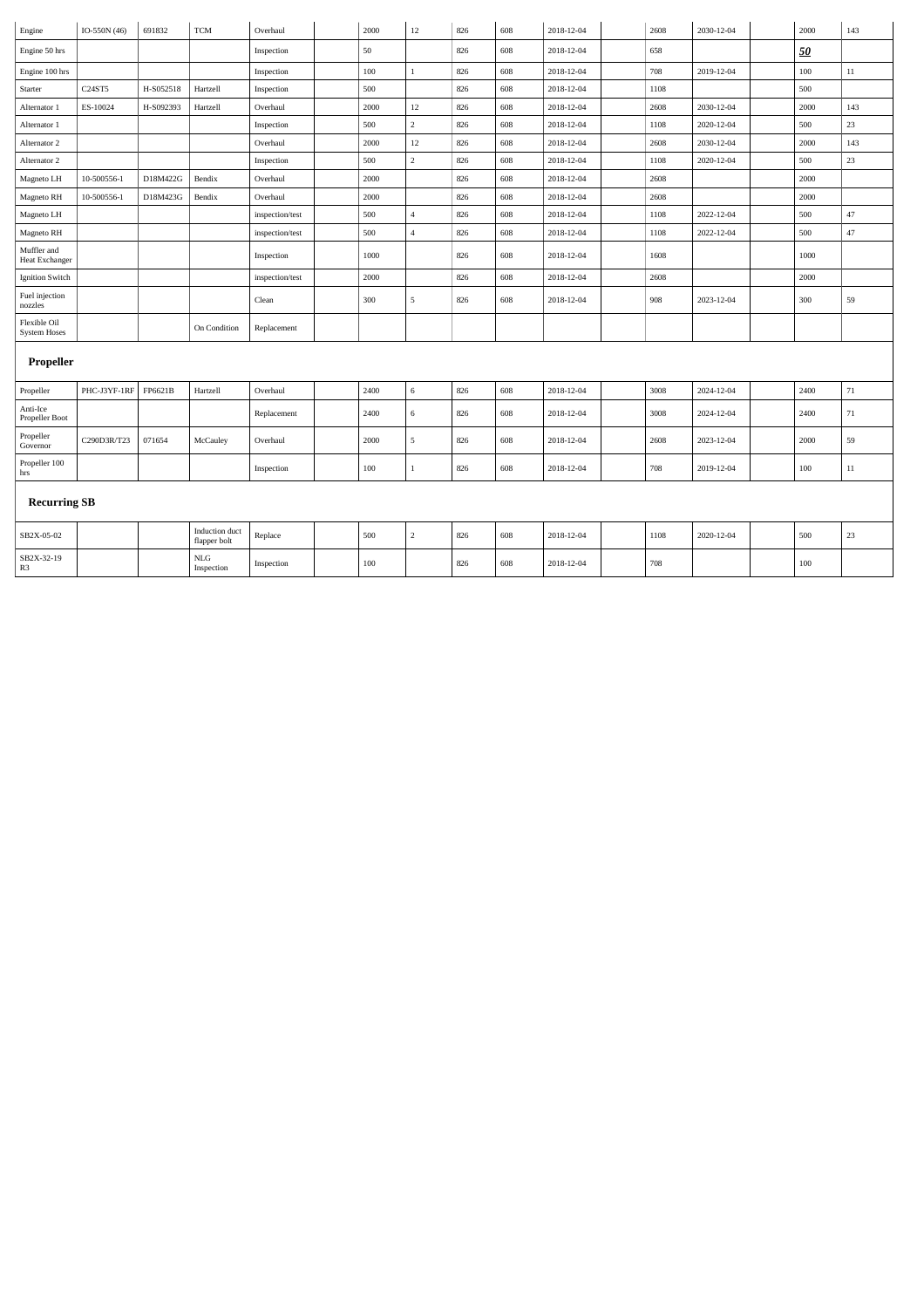| | | | | | | | | | | | | | | | | |
|---|---|---|---|---|---|---|---|---|---|---|---|---|---|---|---|---|
| Engine | IO-550N (46) | 691832 | TCM | Overhaul | | 2000 | 12 | 826 | 608 | 2018-12-04 | | 2608 | 2030-12-04 | | 2000 | 143 |
| Engine 50 hrs | | | | Inspection | | 50 | | 826 | 608 | 2018-12-04 | | 658 | | | ***50*** | |
| Engine 100 hrs | | | | Inspection | | 100 | 1 | 826 | 608 | 2018-12-04 | | 708 | 2019-12-04 | | 100 | 11 |
| Starter | C24ST5 | H-S052518 | Hartzell | Inspection | | 500 | | 826 | 608 | 2018-12-04 | | 1108 | | | 500 | |
| Alternator 1 | ES-10024 | H-S092393 | Hartzell | Overhaul | | 2000 | 12 | 826 | 608 | 2018-12-04 | | 2608 | 2030-12-04 | | 2000 | 143 |
| Alternator 1 | | | | Inspection | | 500 | 2 | 826 | 608 | 2018-12-04 | | 1108 | 2020-12-04 | | 500 | 23 |
| Alternator 2 | | | | Overhaul | | 2000 | 12 | 826 | 608 | 2018-12-04 | | 2608 | 2030-12-04 | | 2000 | 143 |
| Alternator 2 | | | | Inspection | | 500 | 2 | 826 | 608 | 2018-12-04 | | 1108 | 2020-12-04 | | 500 | 23 |
| Magneto LH | 10-500556-1 | D18M422G | Bendix | Overhaul | | 2000 | | 826 | 608 | 2018-12-04 | | 2608 | | | 2000 | |
| Magneto RH | 10-500556-1 | D18M423G | Bendix | Overhaul | | 2000 | | 826 | 608 | 2018-12-04 | | 2608 | | | 2000 | |
| Magneto LH | | | | inspection/test | | 500 | 4 | 826 | 608 | 2018-12-04 | | 1108 | 2022-12-04 | | 500 | 47 |
| Magneto RH | | | | inspection/test | | 500 | 4 | 826 | 608 | 2018-12-04 | | 1108 | 2022-12-04 | | 500 | 47 |
| Muffler and Heat Exchanger | | | | Inspection | | 1000 | | 826 | 608 | 2018-12-04 | | 1608 | | | 1000 | |
| Ignition Switch | | | | inspection/test | | 2000 | | 826 | 608 | 2018-12-04 | | 2608 | | | 2000 | |
| Fuel injection nozzles | | | | Clean | | 300 | 5 | 826 | 608 | 2018-12-04 | | 908 | 2023-12-04 | | 300 | 59 |
| Flexible Oil System Hoses | | | On Condition | Replacement | | | | | | | | | | | | |

## Propeller

| | | | | | | | | | | | | | | | | |
|---|---|---|---|---|---|---|---|---|---|---|---|---|---|---|---|---|
| Propeller | PHC-J3YF-1RF | FP6621B | Hartzell | Overhaul | | 2400 | 6 | 826 | 608 | 2018-12-04 | | 3008 | 2024-12-04 | | 2400 | 71 |
| Anti-Ice Propeller Boot | | | | Replacement | | 2400 | 6 | 826 | 608 | 2018-12-04 | | 3008 | 2024-12-04 | | 2400 | 71 |
| Propeller Governor | C290D3R/T23 | 071654 | McCauley | Overhaul | | 2000 | 5 | 826 | 608 | 2018-12-04 | | 2608 | 2023-12-04 | | 2000 | 59 |
| Propeller 100 hrs | | | | Inspection | | 100 | 1 | 826 | 608 | 2018-12-04 | | 708 | 2019-12-04 | | 100 | 11 |

## Recurring SB

| | | | | | | | | | | | | | | | | |
|---|---|---|---|---|---|---|---|---|---|---|---|---|---|---|---|---|
| SB2X-05-02 | | | Induction duct flapper bolt | Replace | | 500 | 2 | 826 | 608 | 2018-12-04 | | 1108 | 2020-12-04 | | 500 | 23 |
| SB2X-32-19 R3 | | | NLG Inspection | Inspection | | 100 | | 826 | 608 | 2018-12-04 | | 708 | | | 100 | |